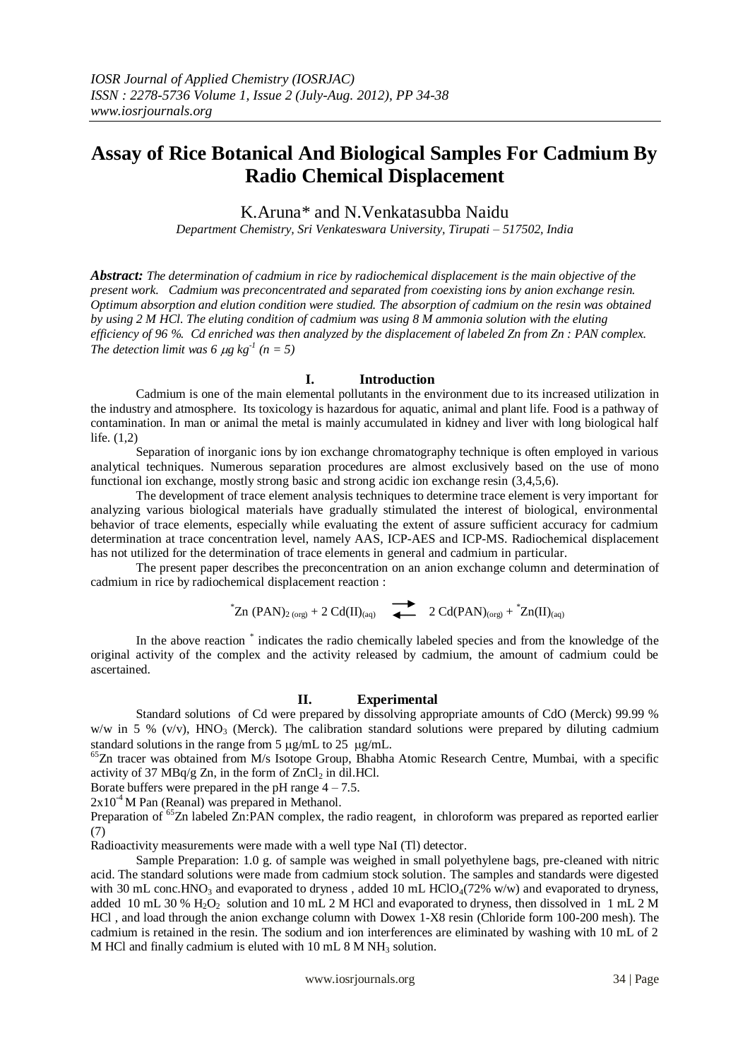# Assay of Rice Botanical And Biological Samples For Cadmium By Radio Chemical Displacement

K.Aruna* and N.Venkatasubba Naidu

*Department Chemistry, Sri Venkateswara University, Tirupati – 517502, India*

***Abstract:*** *The determination of cadmium in rice by radiochemical displacement is the main objective of the present work. Cadmium was preconcentrated and separated from coexisting ions by anion exchange resin. Optimum absorption and elution condition were studied. The absorption of cadmium on the resin was obtained by using 2 M HCl. The eluting condition of cadmium was using 8 M ammonia solution with the eluting efficiency of 96 %. Cd enriched was then analyzed by the displacement of labeled Zn from Zn : PAN complex. The detection limit was 6 $\mu g\ kg^{-1}$ (n = 5)*

## I. Introduction

Cadmium is one of the main elemental pollutants in the environment due to its increased utilization in the industry and atmosphere. Its toxicology is hazardous for aquatic, animal and plant life. Food is a pathway of contamination. In man or animal the metal is mainly accumulated in kidney and liver with long biological half life. (1,2)

Separation of inorganic ions by ion exchange chromatography technique is often employed in various analytical techniques. Numerous separation procedures are almost exclusively based on the use of mono functional ion exchange, mostly strong basic and strong acidic ion exchange resin (3,4,5,6).

The development of trace element analysis techniques to determine trace element is very important for analyzing various biological materials have gradually stimulated the interest of biological, environmental behavior of trace elements, especially while evaluating the extent of assure sufficient accuracy for cadmium determination at trace concentration level, namely AAS, ICP-AES and ICP-MS. Radiochemical displacement has not utilized for the determination of trace elements in general and cadmium in particular.

The present paper describes the preconcentration on an anion exchange column and determination of cadmium in rice by radiochemical displacement reaction :

$$^{*}Zn\ (PAN)_{2\ (org)} + 2\ Cd(II)_{(aq)} \rightleftharpoons 2\ Cd(PAN)_{(org)} + {}^{*}Zn(II)_{(aq)}$$

In the above reaction * indicates the radio chemically labeled species and from the knowledge of the original activity of the complex and the activity released by cadmium, the amount of cadmium could be ascertained.

## II. Experimental

Standard solutions of Cd were prepared by dissolving appropriate amounts of CdO (Merck) 99.99 % w/w in 5 % (v/v), $HNO_3$ (Merck). The calibration standard solutions were prepared by diluting cadmium standard solutions in the range from 5 μg/mL to 25 μg/mL.

$^{65}Zn$ tracer was obtained from M/s Isotope Group, Bhabha Atomic Research Centre, Mumbai, with a specific activity of 37 MBq/g Zn, in the form of $ZnCl_2$ in dil.HCl.

Borate buffers were prepared in the pH range 4 – 7.5.

$2\times10^{-4}$ M Pan (Reanal) was prepared in Methanol.

Preparation of $^{65}Zn$ labeled Zn:PAN complex, the radio reagent, in chloroform was prepared as reported earlier (7)

Radioactivity measurements were made with a well type NaI (Tl) detector.

Sample Preparation: 1.0 g. of sample was weighed in small polyethylene bags, pre-cleaned with nitric acid. The standard solutions were made from cadmium stock solution. The samples and standards were digested with 30 mL conc.$HNO_3$ and evaporated to dryness , added 10 mL $HClO_4$(72% w/w) and evaporated to dryness, added 10 mL 30 % $H_2O_2$ solution and 10 mL 2 M HCl and evaporated to dryness, then dissolved in 1 mL 2 M HCl , and load through the anion exchange column with Dowex 1-X8 resin (Chloride form 100-200 mesh). The cadmium is retained in the resin. The sodium and ion interferences are eliminated by washing with 10 mL of 2 M HCl and finally cadmium is eluted with 10 mL 8 M $NH_3$ solution.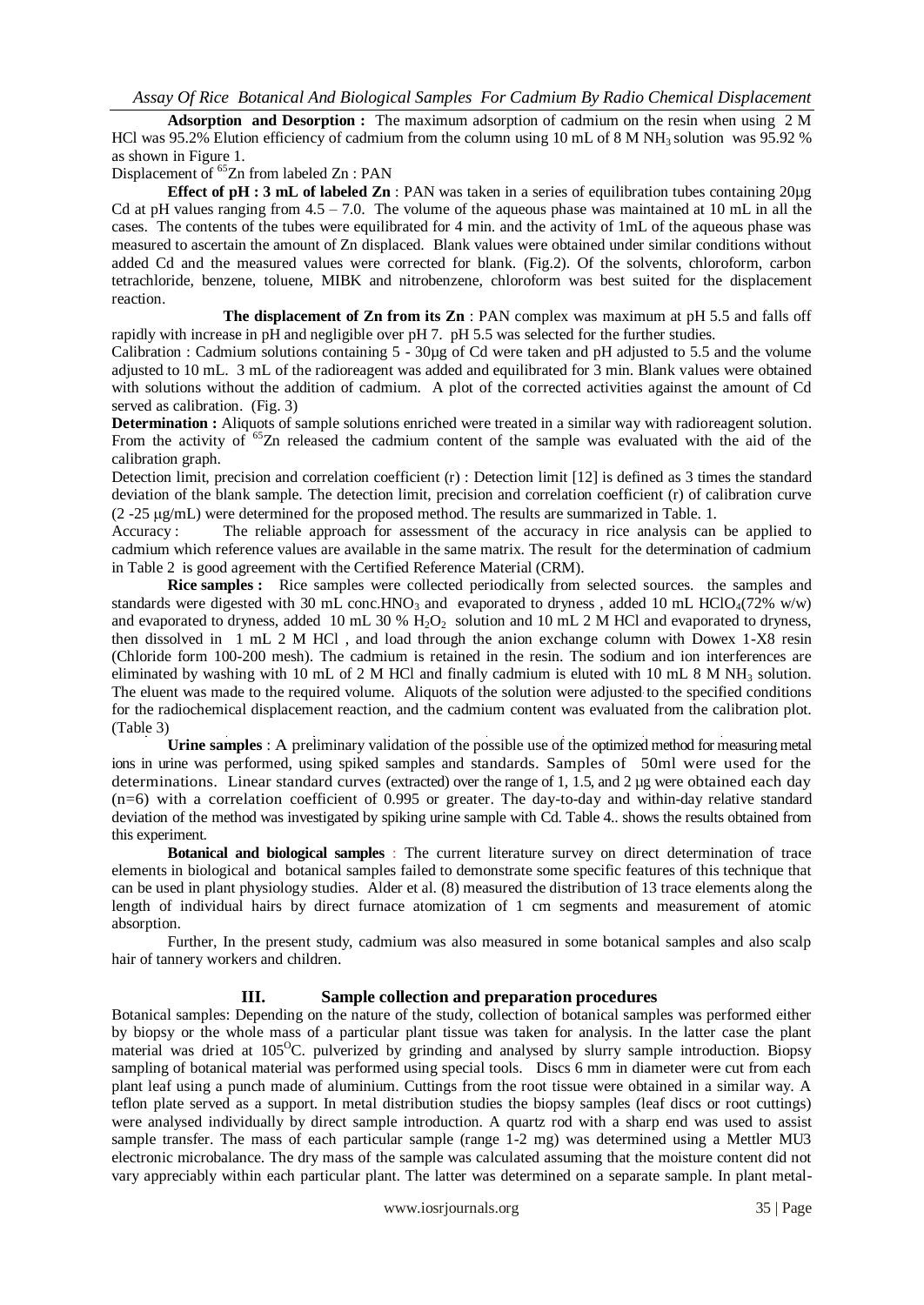**Adsorption and Desorption :** The maximum adsorption of cadmium on the resin when using 2 M HCl was 95.2% Elution efficiency of cadmium from the column using 10 mL of 8 M $NH_3$ solution was 95.92 % as shown in Figure 1.

Displacement of $^{65}$Zn from labeled Zn : PAN

**Effect of pH : 3 mL of labeled Zn** : PAN was taken in a series of equilibration tubes containing 20µg Cd at pH values ranging from 4.5 – 7.0. The volume of the aqueous phase was maintained at 10 mL in all the cases. The contents of the tubes were equilibrated for 4 min. and the activity of 1mL of the aqueous phase was measured to ascertain the amount of Zn displaced. Blank values were obtained under similar conditions without added Cd and the measured values were corrected for blank. (Fig.2). Of the solvents, chloroform, carbon tetrachloride, benzene, toluene, MIBK and nitrobenzene, chloroform was best suited for the displacement reaction.

**The displacement of Zn from its Zn** : PAN complex was maximum at pH 5.5 and falls off rapidly with increase in pH and negligible over pH 7. pH 5.5 was selected for the further studies.

Calibration : Cadmium solutions containing 5 - 30µg of Cd were taken and pH adjusted to 5.5 and the volume adjusted to 10 mL. 3 mL of the radioreagent was added and equilibrated for 3 min. Blank values were obtained with solutions without the addition of cadmium. A plot of the corrected activities against the amount of Cd served as calibration. (Fig. 3)

**Determination :** Aliquots of sample solutions enriched were treated in a similar way with radioreagent solution. From the activity of $^{65}$Zn released the cadmium content of the sample was evaluated with the aid of the calibration graph.

Detection limit, precision and correlation coefficient (r) : Detection limit [12] is defined as 3 times the standard deviation of the blank sample. The detection limit, precision and correlation coefficient (r) of calibration curve (2 -25 µg/mL) were determined for the proposed method. The results are summarized in Table. 1.

Accuracy : The reliable approach for assessment of the accuracy in rice analysis can be applied to cadmium which reference values are available in the same matrix. The result for the determination of cadmium in Table 2 is good agreement with the Certified Reference Material (CRM).

**Rice samples :** Rice samples were collected periodically from selected sources. the samples and standards were digested with 30 mL conc.$HNO_3$ and evaporated to dryness , added 10 mL $HClO_4$(72% w/w) and evaporated to dryness, added 10 mL 30 % $H_2O_2$ solution and 10 mL 2 M HCl and evaporated to dryness, then dissolved in 1 mL 2 M HCl , and load through the anion exchange column with Dowex 1-X8 resin (Chloride form 100-200 mesh). The cadmium is retained in the resin. The sodium and ion interferences are eliminated by washing with 10 mL of 2 M HCl and finally cadmium is eluted with 10 mL 8 M $NH_3$ solution. The eluent was made to the required volume. Aliquots of the solution were adjusted to the specified conditions for the radiochemical displacement reaction, and the cadmium content was evaluated from the calibration plot. (Table 3)

**Urine samples** : A preliminary validation of the possible use of the optimized method for measuring metal ions in urine was performed, using spiked samples and standards. Samples of 50ml were used for the determinations. Linear standard curves (extracted) over the range of 1, 1.5, and 2 µg were obtained each day (n=6) with a correlation coefficient of 0.995 or greater. The day-to-day and within-day relative standard deviation of the method was investigated by spiking urine sample with Cd. Table 4.. shows the results obtained from this experiment.

**Botanical and biological samples** : The current literature survey on direct determination of trace elements in biological and botanical samples failed to demonstrate some specific features of this technique that can be used in plant physiology studies. Alder et al. (8) measured the distribution of 13 trace elements along the length of individual hairs by direct furnace atomization of 1 cm segments and measurement of atomic absorption.

Further, In the present study, cadmium was also measured in some botanical samples and also scalp hair of tannery workers and children.

## III. Sample collection and preparation procedures

Botanical samples: Depending on the nature of the study, collection of botanical samples was performed either by biopsy or the whole mass of a particular plant tissue was taken for analysis. In the latter case the plant material was dried at 105$^{O}$C. pulverized by grinding and analysed by slurry sample introduction. Biopsy sampling of botanical material was performed using special tools. Discs 6 mm in diameter were cut from each plant leaf using a punch made of aluminium. Cuttings from the root tissue were obtained in a similar way. A teflon plate served as a support. In metal distribution studies the biopsy samples (leaf discs or root cuttings) were analysed individually by direct sample introduction. A quartz rod with a sharp end was used to assist sample transfer. The mass of each particular sample (range 1-2 mg) was determined using a Mettler MU3 electronic microbalance. The dry mass of the sample was calculated assuming that the moisture content did not vary appreciably within each particular plant. The latter was determined on a separate sample. In plant metal-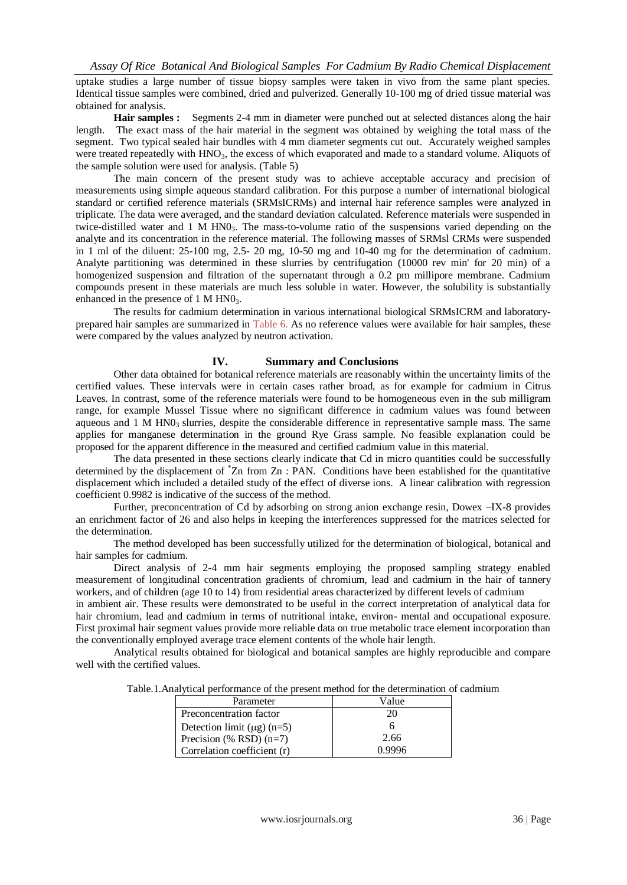uptake studies a large number of tissue biopsy samples were taken in vivo from the same plant species. Identical tissue samples were combined, dried and pulverized. Generally 10-100 mg of dried tissue material was obtained for analysis.

**Hair samples :** Segments 2-4 mm in diameter were punched out at selected distances along the hair length. The exact mass of the hair material in the segment was obtained by weighing the total mass of the segment. Two typical sealed hair bundles with 4 mm diameter segments cut out. Accurately weighed samples were treated repeatedly with $HNO_3$, the excess of which evaporated and made to a standard volume. Aliquots of the sample solution were used for analysis. (Table 5)

The main concern of the present study was to achieve acceptable accuracy and precision of measurements using simple aqueous standard calibration. For this purpose a number of international biological standard or certified reference materials (SRMsICRMs) and internal hair reference samples were analyzed in triplicate. The data were averaged, and the standard deviation calculated. Reference materials were suspended in twice-distilled water and 1 M $HN0_3$. The mass-to-volume ratio of the suspensions varied depending on the analyte and its concentration in the reference material. The following masses of SRMsl CRMs were suspended in 1 ml of the diluent: 25-100 mg, 2.5- 20 mg, 10-50 mg and 10-40 mg for the determination of cadmium. Analyte partitioning was determined in these slurries by centrifugation (10000 rev min' for 20 min) of a homogenized suspension and filtration of the supernatant through a 0.2 pm millipore membrane. Cadmium compounds present in these materials are much less soluble in water. However, the solubility is substantially enhanced in the presence of 1 M $HN0_3$.

The results for cadmium determination in various international biological SRMsICRM and laboratory-prepared hair samples are summarized in Table 6. As no reference values were available for hair samples, these were compared by the values analyzed by neutron activation.

## IV. Summary and Conclusions

Other data obtained for botanical reference materials are reasonably within the uncertainty limits of the certified values. These intervals were in certain cases rather broad, as for example for cadmium in Citrus Leaves. In contrast, some of the reference materials were found to be homogeneous even in the sub milligram range, for example Mussel Tissue where no significant difference in cadmium values was found between aqueous and 1 M $HN0_3$ slurries, despite the considerable difference in representative sample mass. The same applies for manganese determination in the ground Rye Grass sample. No feasible explanation could be proposed for the apparent difference in the measured and certified cadmium value in this material.

The data presented in these sections clearly indicate that Cd in micro quantities could be successfully determined by the displacement of $^{*}Zn$ from Zn : PAN. Conditions have been established for the quantitative displacement which included a detailed study of the effect of diverse ions. A linear calibration with regression coefficient 0.9982 is indicative of the success of the method.

Further, preconcentration of Cd by adsorbing on strong anion exchange resin, Dowex –IX-8 provides an enrichment factor of 26 and also helps in keeping the interferences suppressed for the matrices selected for the determination.

The method developed has been successfully utilized for the determination of biological, botanical and hair samples for cadmium.

Direct analysis of 2-4 mm hair segments employing the proposed sampling strategy enabled measurement of longitudinal concentration gradients of chromium, lead and cadmium in the hair of tannery workers, and of children (age 10 to 14) from residential areas characterized by different levels of cadmium in ambient air. These results were demonstrated to be useful in the correct interpretation of analytical data for hair chromium, lead and cadmium in terms of nutritional intake, environ- mental and occupational exposure. First proximal hair segment values provide more reliable data on true metabolic trace element incorporation than the conventionally employed average trace element contents of the whole hair length.

Analytical results obtained for biological and botanical samples are highly reproducible and compare well with the certified values.

Table.1.Analytical performance of the present method for the determination of cadmium

| Parameter | Value |
|---|---|
| Preconcentration factor | 20 |
| Detection limit (μg) (n=5) | 6 |
| Precision (% RSD) (n=7) | 2.66 |
| Correlation coefficient (r) | 0.9996 |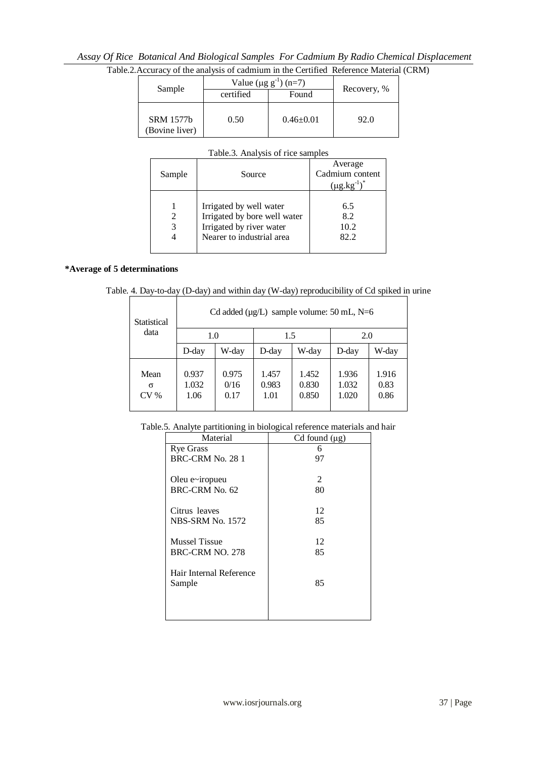Table.2. Accuracy of the analysis of cadmium in the Certified Reference Material (CRM)

| Sample | Value ($\mu g\ g^{-1}$) (n=7) | | Recovery, % |
|---|---|---|---|
| | certified | Found | |
| SRM 1577b (Bovine liver) | 0.50 | 0.46±0.01 | 92.0 |

Table.3. Analysis of rice samples

| Sample | Source | Average Cadmium content ($\mu g.kg^{-1}$)* |
|---|---|---|
| 1 | Irrigated by well water | 6.5 |
| 2 | Irrigated by bore well water | 8.2 |
| 3 | Irrigated by river water | 10.2 |
| 4 | Nearer to industrial area | 82.2 |

**\*Average of 5 determinations**

Table. 4. Day-to-day (D-day) and within day (W-day) reproducibility of Cd spiked in urine

| Statistical data | Cd added (μg/L) sample volume: 50 mL, N=6 | | | | | |
|---|---|---|---|---|---|---|
| | 1.0 | | 1.5 | | 2.0 | |
| | D-day | W-day | D-day | W-day | D-day | W-day |
| Mean | 0.937 | 0.975 | 1.457 | 1.452 | 1.936 | 1.916 |
| σ | 1.032 | 0/16 | 0.983 | 0.830 | 1.032 | 0.83 |
| CV % | 1.06 | 0.17 | 1.01 | 0.850 | 1.020 | 0.86 |

Table.5. Analyte partitioning in biological reference materials and hair

| Material | Cd found (μg) |
|---|---|
| Rye Grass | 6 |
| BRC-CRM No. 28 1 | 97 |
| Oleu e~iropueu | 2 |
| BRC-CRM No. 62 | 80 |
| Citrus leaves | 12 |
| NBS-SRM No. 1572 | 85 |
| Mussel Tissue | 12 |
| BRC-CRM NO. 278 | 85 |
| Hair Internal Reference Sample | 85 |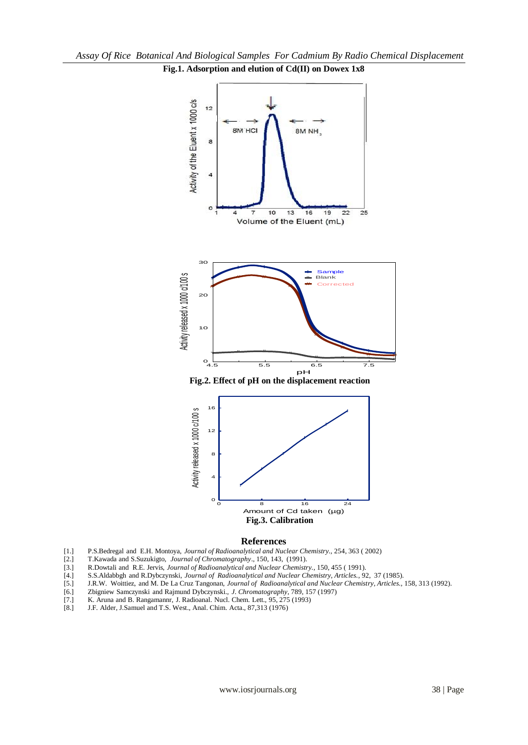**Fig.1. Adsorption and elution of Cd(II) on Dowex 1x8**

Activity of the Eluent x 1000 c/s

12
8
4
0

1 4 7 10 13 16 19 22 25

Volume of the Eluent (mL)

8M HCl

8M $NH_3$

Activity released x 1000 c/100 s

30
20
10
0

4.5 5.5 6.5 7.5

pH

Sample
Blank
Corrected

**Fig.2. Effect of pH on the displacement reaction**

Activity released x 1000 c/100 s

16
12
8
4
0

0 8 16 24

Amount of Cd taken (µg)

**Fig.3. Calibration**

## References

[1.] P.S.Bedregal and E.H. Montoya, *Journal of Radioanalytical and Nuclear Chemistry.*, 254, 363 ( 2002)

[2.] T.Kawada and S.Suzukigto, *Journal of Chromatography*., 150, 143, (1991).

[3.] R.Dowtali and R.E. Jervis, *Journal of Radioanalytical and Nuclear Chemistry.*, 150, 455 ( 1991).

[4.] S.S.Aldabbgh and R.Dybczynski, *Journal of Radioanalytical and Nuclear Chemistry, Articles.*, 92, 37 (1985).

[5.] J.R.W. Woittiez, and M. De La Cruz Tangonan, *Journal of Radioanalytical and Nuclear Chemistry, Articles.*, 158, 313 (1992).

[6.] Zbigniew Samczynski and Rajmund Dybczynski., *J. Chromatography*, 789, 157 (1997)

[7.] K. Aruna and B. Rangamannr, J. Radioanal. Nucl. Chem. Lett., 95, 275 (1993)

[8.] J.F. Alder, J.Samuel and T.S. West., Anal. Chim. Acta., 87,313 (1976)